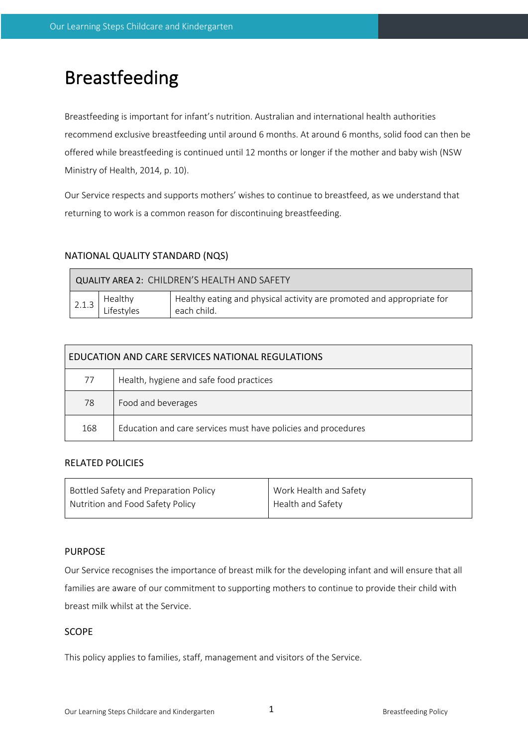# Breastfeeding

Breastfeeding is important for infant's nutrition. Australian and international health authorities recommend exclusive breastfeeding until around 6 months. At around 6 months, solid food can then be offered while breastfeeding is continued until 12 months or longer if the mother and baby wish (NSW Ministry of Health, 2014, p. 10).

Our Service respects and supports mothers' wishes to continue to breastfeed, as we understand that returning to work is a common reason for discontinuing breastfeeding.

## NATIONAL QUALITY STANDARD (NQS)

| QUALITY AREA 2: CHILDREN'S HEALTH AND SAFETY | | |
|---|---|---|
| 2.1.3 | Healthy Lifestyles | Healthy eating and physical activity are promoted and appropriate for each child. |

| EDUCATION AND CARE SERVICES NATIONAL REGULATIONS | |
|---|---|
| 77 | Health, hygiene and safe food practices |
| 78 | Food and beverages |
| 168 | Education and care services must have policies and procedures |

## RELATED POLICIES

| | |
|---|---|
| Bottled Safety and Preparation Policy<br>Nutrition and Food Safety Policy | Work Health and Safety<br>Health and Safety |

## PURPOSE

Our Service recognises the importance of breast milk for the developing infant and will ensure that all families are aware of our commitment to supporting mothers to continue to provide their child with breast milk whilst at the Service.

## SCOPE

This policy applies to families, staff, management and visitors of the Service.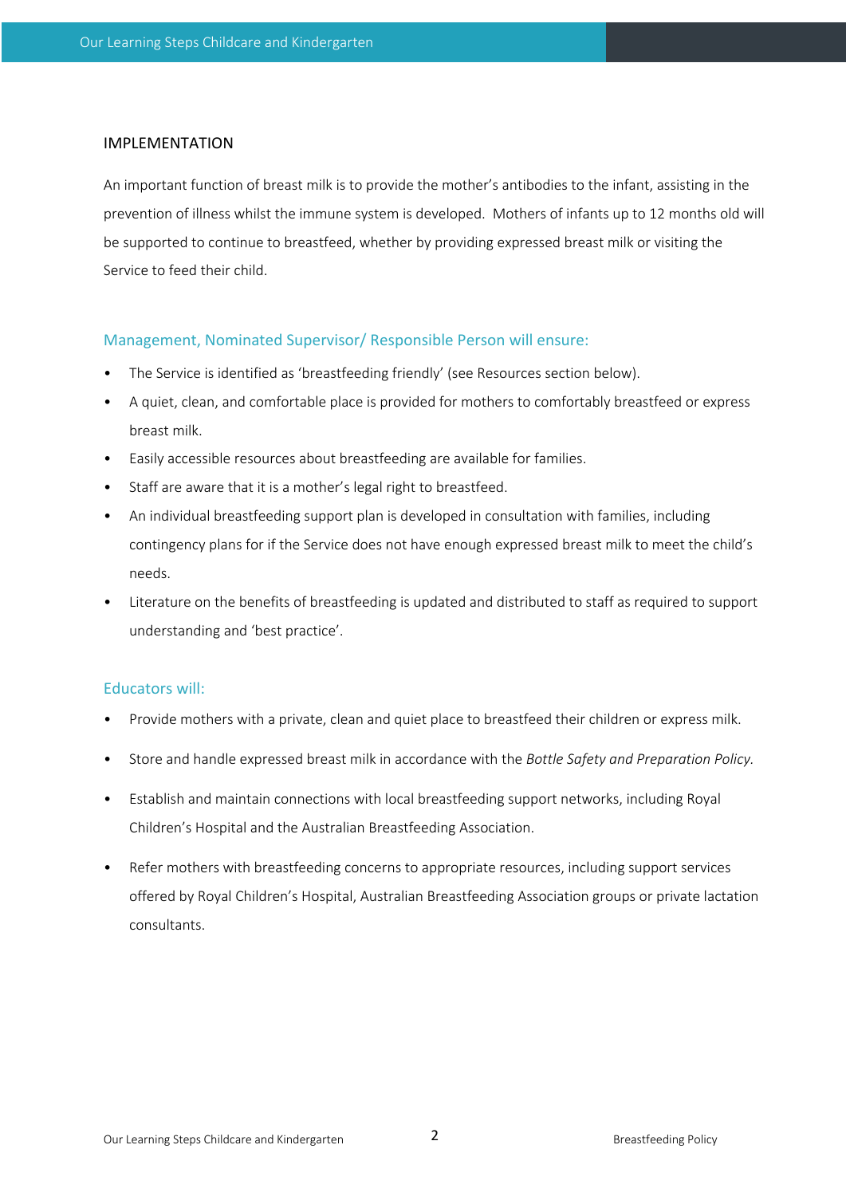## IMPLEMENTATION

An important function of breast milk is to provide the mother's antibodies to the infant, assisting in the prevention of illness whilst the immune system is developed. Mothers of infants up to 12 months old will be supported to continue to breastfeed, whether by providing expressed breast milk or visiting the Service to feed their child.

### Management, Nominated Supervisor/ Responsible Person will ensure:

- The Service is identified as 'breastfeeding friendly' (see Resources section below).
- A quiet, clean, and comfortable place is provided for mothers to comfortably breastfeed or express breast milk.
- Easily accessible resources about breastfeeding are available for families.
- Staff are aware that it is a mother's legal right to breastfeed.
- An individual breastfeeding support plan is developed in consultation with families, including contingency plans for if the Service does not have enough expressed breast milk to meet the child's needs.
- Literature on the benefits of breastfeeding is updated and distributed to staff as required to support understanding and 'best practice'.

### Educators will:

- Provide mothers with a private, clean and quiet place to breastfeed their children or express milk.
- Store and handle expressed breast milk in accordance with the *Bottle Safety and Preparation Policy.*
- Establish and maintain connections with local breastfeeding support networks, including Royal Children's Hospital and the Australian Breastfeeding Association.
- Refer mothers with breastfeeding concerns to appropriate resources, including support services offered by Royal Children's Hospital, Australian Breastfeeding Association groups or private lactation consultants.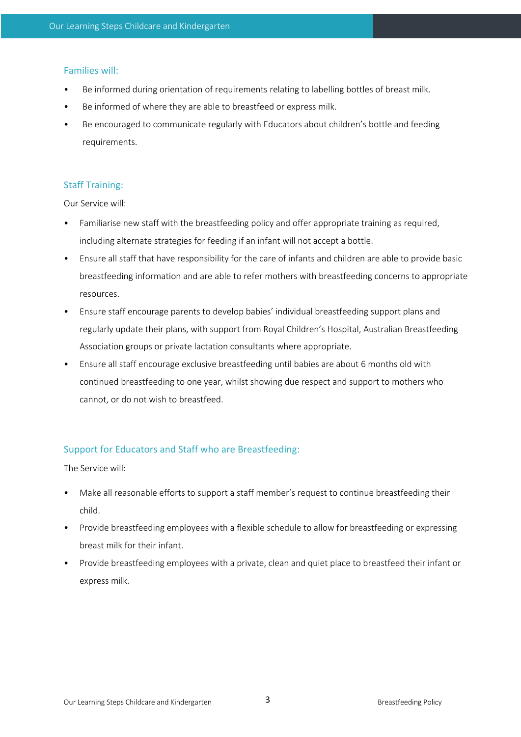### Families will:

- Be informed during orientation of requirements relating to labelling bottles of breast milk.
- Be informed of where they are able to breastfeed or express milk.
- Be encouraged to communicate regularly with Educators about children's bottle and feeding requirements.

### Staff Training:

Our Service will:

- Familiarise new staff with the breastfeeding policy and offer appropriate training as required, including alternate strategies for feeding if an infant will not accept a bottle.
- Ensure all staff that have responsibility for the care of infants and children are able to provide basic breastfeeding information and are able to refer mothers with breastfeeding concerns to appropriate resources.
- Ensure staff encourage parents to develop babies' individual breastfeeding support plans and regularly update their plans, with support from Royal Children's Hospital, Australian Breastfeeding Association groups or private lactation consultants where appropriate.
- Ensure all staff encourage exclusive breastfeeding until babies are about 6 months old with continued breastfeeding to one year, whilst showing due respect and support to mothers who cannot, or do not wish to breastfeed.

### Support for Educators and Staff who are Breastfeeding:

The Service will:

- Make all reasonable efforts to support a staff member's request to continue breastfeeding their child.
- Provide breastfeeding employees with a flexible schedule to allow for breastfeeding or expressing breast milk for their infant.
- Provide breastfeeding employees with a private, clean and quiet place to breastfeed their infant or express milk.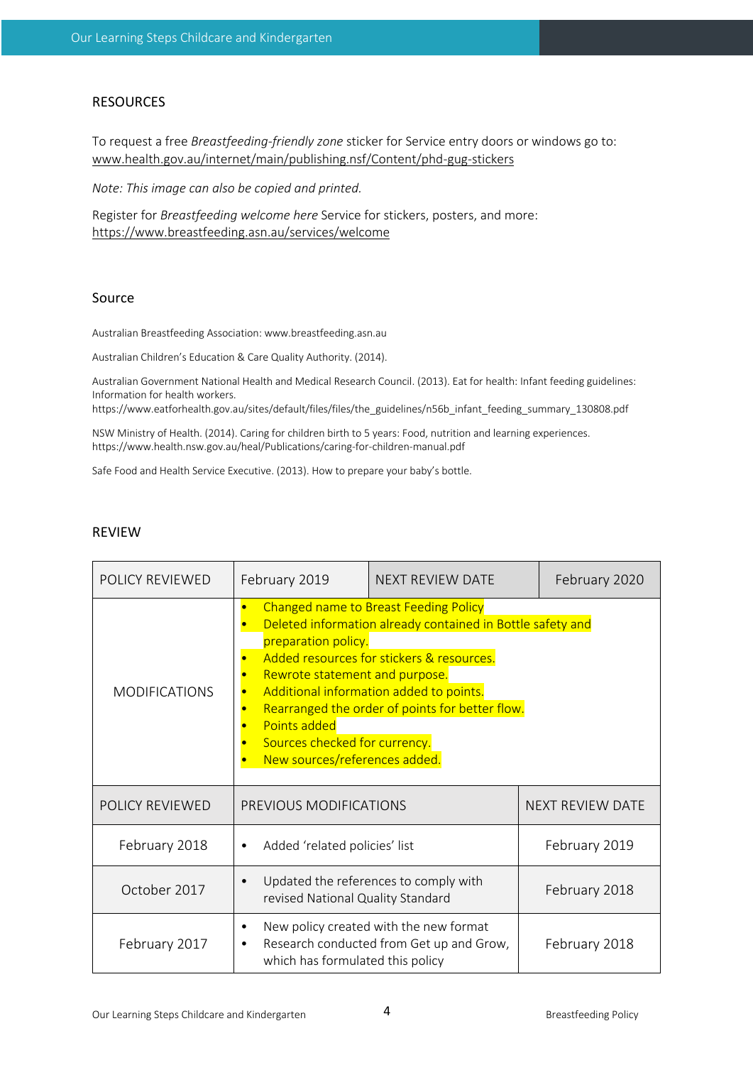## RESOURCES

To request a free *Breastfeeding-friendly zone* sticker for Service entry doors or windows go to: www.health.gov.au/internet/main/publishing.nsf/Content/phd-gug-stickers

*Note: This image can also be copied and printed.*

Register for *Breastfeeding welcome here* Service for stickers, posters, and more: https://www.breastfeeding.asn.au/services/welcome

## Source

Australian Breastfeeding Association: www.breastfeeding.asn.au

Australian Children's Education & Care Quality Authority. (2014).

Australian Government National Health and Medical Research Council. (2013). Eat for health: Infant feeding guidelines: Information for health workers.
https://www.eatforhealth.gov.au/sites/default/files/files/the_guidelines/n56b_infant_feeding_summary_130808.pdf

NSW Ministry of Health. (2014). Caring for children birth to 5 years: Food, nutrition and learning experiences.
https://www.health.nsw.gov.au/heal/Publications/caring-for-children-manual.pdf

Safe Food and Health Service Executive. (2013). How to prepare your baby's bottle.

## REVIEW

| POLICY REVIEWED | February 2019 | NEXT REVIEW DATE | February 2020 |
|---|---|---|---|
| MODIFICATIONS | • Changed name to Breast Feeding Policy<br>• Deleted information already contained in Bottle safety and preparation policy.<br>• Added resources for stickers & resources.<br>• Rewrote statement and purpose.<br>• Additional information added to points.<br>• Rearranged the order of points for better flow.<br>• Points added<br>• Sources checked for currency.<br>• New sources/references added. | | |

| POLICY REVIEWED | PREVIOUS MODIFICATIONS | NEXT REVIEW DATE |
|---|---|---|
| February 2018 | • Added 'related policies' list | February 2019 |
| October 2017 | • Updated the references to comply with revised National Quality Standard | February 2018 |
| February 2017 | • New policy created with the new format<br>• Research conducted from Get up and Grow, which has formulated this policy | February 2018 |